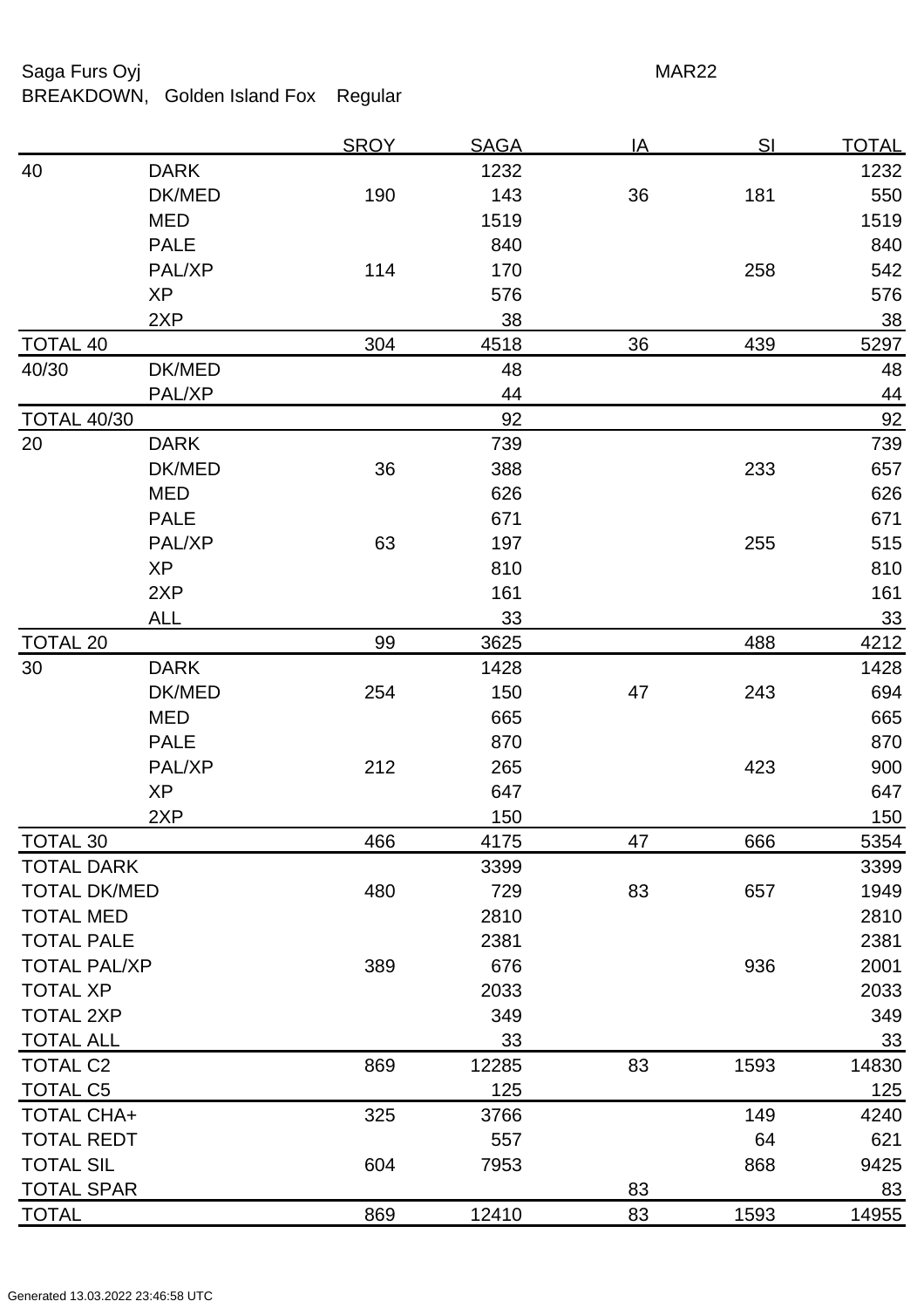Saga Furs Oyj MAR22

BREAKDOWN, Golden Island Fox Regular

| | | SROY | SAGA | IA | SI | TOTAL |
|---|---|---|---|---|---|---|
| 40 | DARK | | 1232 | | | 1232 |
| | DK/MED | 190 | 143 | 36 | 181 | 550 |
| | MED | | 1519 | | | 1519 |
| | PALE | | 840 | | | 840 |
| | PAL/XP | 114 | 170 | | 258 | 542 |
| | XP | | 576 | | | 576 |
| | 2XP | | 38 | | | 38 |
| TOTAL 40 | | 304 | 4518 | 36 | 439 | 5297 |
| 40/30 | DK/MED | | 48 | | | 48 |
| | PAL/XP | | 44 | | | 44 |
| TOTAL 40/30 | | | 92 | | | 92 |
| 20 | DARK | | 739 | | | 739 |
| | DK/MED | 36 | 388 | | 233 | 657 |
| | MED | | 626 | | | 626 |
| | PALE | | 671 | | | 671 |
| | PAL/XP | 63 | 197 | | 255 | 515 |
| | XP | | 810 | | | 810 |
| | 2XP | | 161 | | | 161 |
| | ALL | | 33 | | | 33 |
| TOTAL 20 | | 99 | 3625 | | 488 | 4212 |
| 30 | DARK | | 1428 | | | 1428 |
| | DK/MED | 254 | 150 | 47 | 243 | 694 |
| | MED | | 665 | | | 665 |
| | PALE | | 870 | | | 870 |
| | PAL/XP | 212 | 265 | | 423 | 900 |
| | XP | | 647 | | | 647 |
| | 2XP | | 150 | | | 150 |
| TOTAL 30 | | 466 | 4175 | 47 | 666 | 5354 |
| TOTAL DARK | | | 3399 | | | 3399 |
| TOTAL DK/MED | | 480 | 729 | 83 | 657 | 1949 |
| TOTAL MED | | | 2810 | | | 2810 |
| TOTAL PALE | | | 2381 | | | 2381 |
| TOTAL PAL/XP | | 389 | 676 | | 936 | 2001 |
| TOTAL XP | | | 2033 | | | 2033 |
| TOTAL 2XP | | | 349 | | | 349 |
| TOTAL ALL | | | 33 | | | 33 |
| TOTAL C2 | | 869 | 12285 | 83 | 1593 | 14830 |
| TOTAL C5 | | | 125 | | | 125 |
| TOTAL CHA+ | | 325 | 3766 | | 149 | 4240 |
| TOTAL REDT | | | 557 | | 64 | 621 |
| TOTAL SIL | | 604 | 7953 | | 868 | 9425 |
| TOTAL SPAR | | | | 83 | | 83 |
| TOTAL | | 869 | 12410 | 83 | 1593 | 14955 |

Generated 13.03.2022 23:46:58 UTC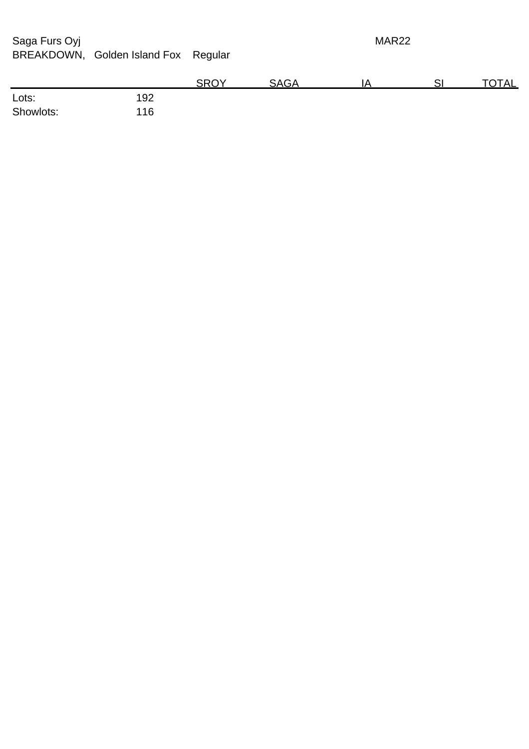Saga Furs Oyj MAR22

BREAKDOWN, Golden Island Fox Regular

| | | SROY | SAGA | IA | SI | TOTAL |
|---|---|---|---|---|---|---|
| Lots: | 192 | | | | | |
| Showlots: | 116 | | | | | |